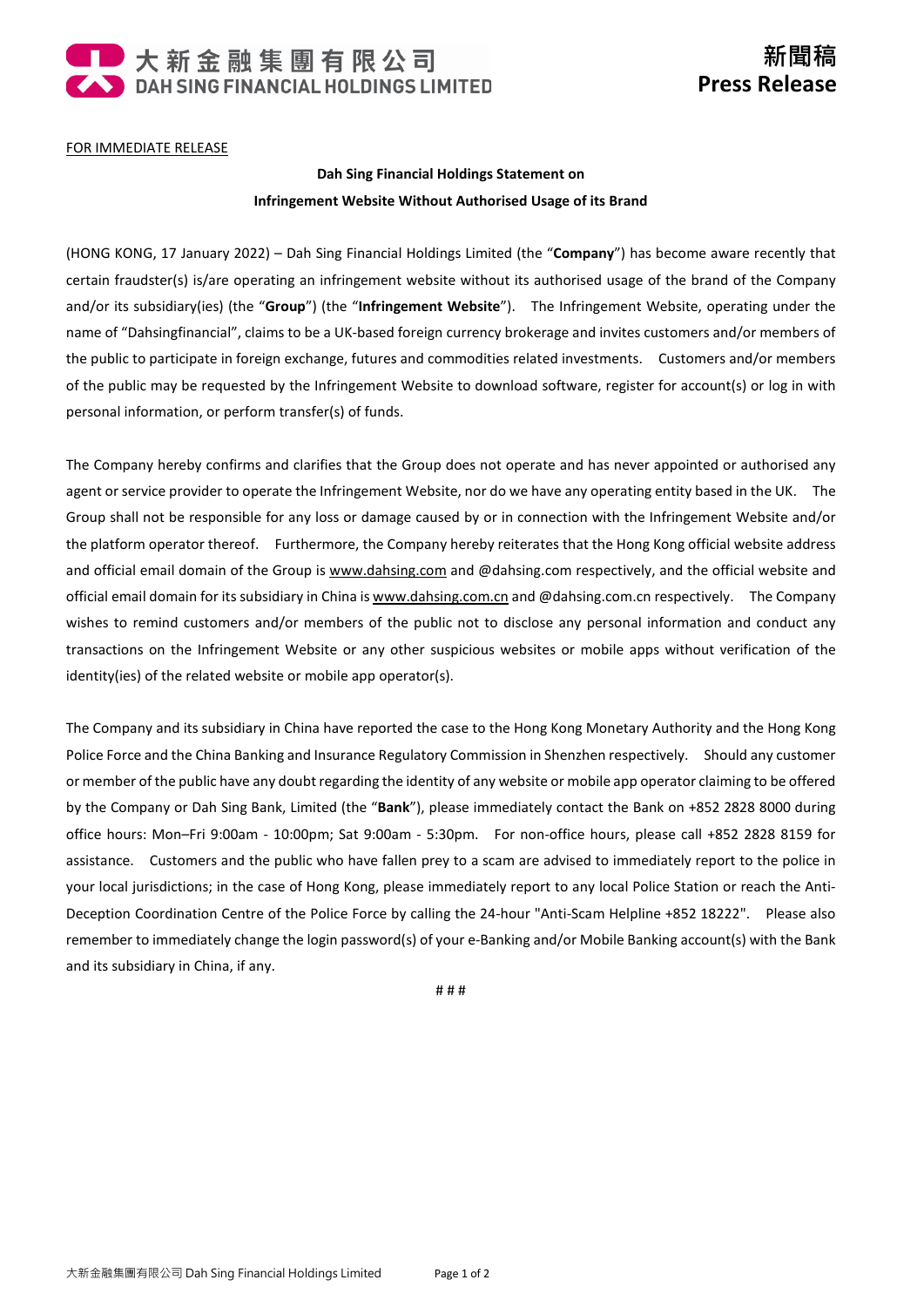大新金融集團有限公司
DAH SING FINANCIAL HOLDINGS LIMITED

新聞稿
Press Release

FOR IMMEDIATE RELEASE

**Dah Sing Financial Holdings Statement on**
**Infringement Website Without Authorised Usage of its Brand**

(HONG KONG, 17 January 2022) – Dah Sing Financial Holdings Limited (the "**Company**") has become aware recently that certain fraudster(s) is/are operating an infringement website without its authorised usage of the brand of the Company and/or its subsidiary(ies) (the "**Group**") (the "**Infringement Website**"). The Infringement Website, operating under the name of "Dahsingfinancial", claims to be a UK-based foreign currency brokerage and invites customers and/or members of the public to participate in foreign exchange, futures and commodities related investments. Customers and/or members of the public may be requested by the Infringement Website to download software, register for account(s) or log in with personal information, or perform transfer(s) of funds.

The Company hereby confirms and clarifies that the Group does not operate and has never appointed or authorised any agent or service provider to operate the Infringement Website, nor do we have any operating entity based in the UK. The Group shall not be responsible for any loss or damage caused by or in connection with the Infringement Website and/or the platform operator thereof. Furthermore, the Company hereby reiterates that the Hong Kong official website address and official email domain of the Group is www.dahsing.com and @dahsing.com respectively, and the official website and official email domain for its subsidiary in China is www.dahsing.com.cn and @dahsing.com.cn respectively. The Company wishes to remind customers and/or members of the public not to disclose any personal information and conduct any transactions on the Infringement Website or any other suspicious websites or mobile apps without verification of the identity(ies) of the related website or mobile app operator(s).

The Company and its subsidiary in China have reported the case to the Hong Kong Monetary Authority and the Hong Kong Police Force and the China Banking and Insurance Regulatory Commission in Shenzhen respectively. Should any customer or member of the public have any doubt regarding the identity of any website or mobile app operator claiming to be offered by the Company or Dah Sing Bank, Limited (the "**Bank**"), please immediately contact the Bank on +852 2828 8000 during office hours: Mon–Fri 9:00am - 10:00pm; Sat 9:00am - 5:30pm. For non-office hours, please call +852 2828 8159 for assistance. Customers and the public who have fallen prey to a scam are advised to immediately report to the police in your local jurisdictions; in the case of Hong Kong, please immediately report to any local Police Station or reach the Anti-Deception Coordination Centre of the Police Force by calling the 24-hour "Anti-Scam Helpline +852 18222". Please also remember to immediately change the login password(s) of your e-Banking and/or Mobile Banking account(s) with the Bank and its subsidiary in China, if any.

# # #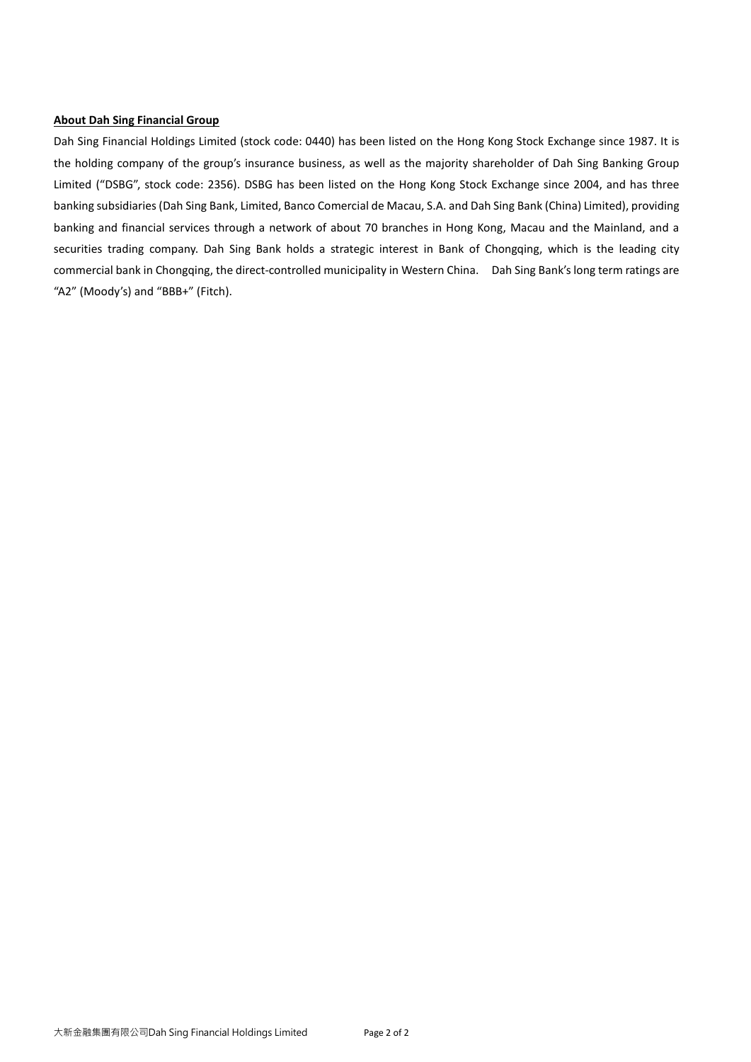**About Dah Sing Financial Group**

Dah Sing Financial Holdings Limited (stock code: 0440) has been listed on the Hong Kong Stock Exchange since 1987. It is the holding company of the group's insurance business, as well as the majority shareholder of Dah Sing Banking Group Limited ("DSBG", stock code: 2356). DSBG has been listed on the Hong Kong Stock Exchange since 2004, and has three banking subsidiaries (Dah Sing Bank, Limited, Banco Comercial de Macau, S.A. and Dah Sing Bank (China) Limited), providing banking and financial services through a network of about 70 branches in Hong Kong, Macau and the Mainland, and a securities trading company. Dah Sing Bank holds a strategic interest in Bank of Chongqing, which is the leading city commercial bank in Chongqing, the direct-controlled municipality in Western China. Dah Sing Bank's long term ratings are "A2" (Moody's) and "BBB+" (Fitch).